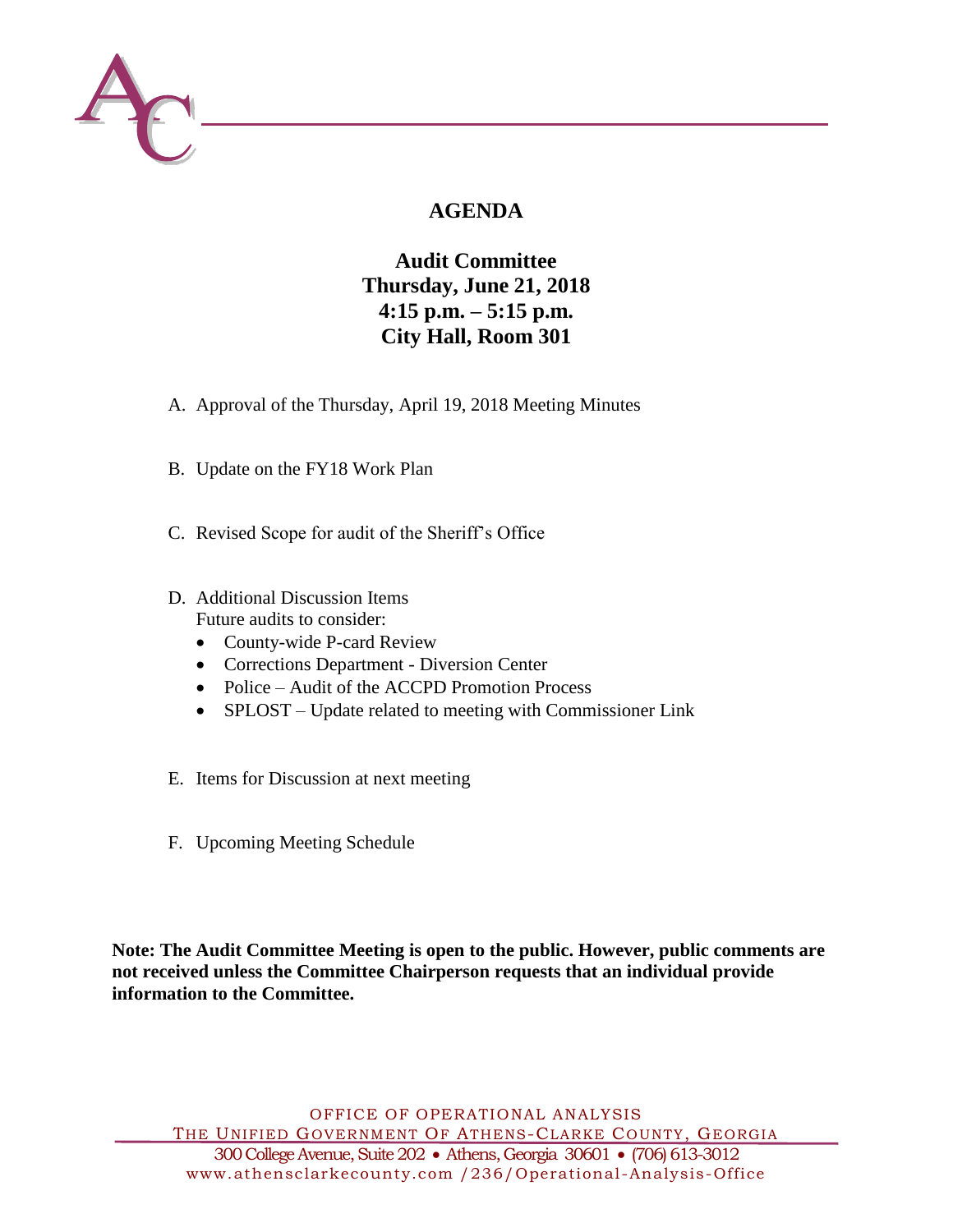# AGENDA

## Audit Committee
## Thursday, June 21, 2018
## 4:15 p.m. – 5:15 p.m.
## City Hall, Room 301

A. Approval of the Thursday, April 19, 2018 Meeting Minutes

B. Update on the FY18 Work Plan

C. Revised Scope for audit of the Sheriff's Office

D. Additional Discussion Items
   Future audits to consider:
   - County-wide P-card Review
   - Corrections Department - Diversion Center
   - Police – Audit of the ACCPD Promotion Process
   - SPLOST – Update related to meeting with Commissioner Link

E. Items for Discussion at next meeting

F. Upcoming Meeting Schedule

**Note: The Audit Committee Meeting is open to the public. However, public comments are not received unless the Committee Chairperson requests that an individual provide information to the Committee.**

OFFICE OF OPERATIONAL ANALYSIS
THE UNIFIED GOVERNMENT OF ATHENS-CLARKE COUNTY, GEORGIA
300 College Avenue, Suite 202 • Athens, Georgia 30601 • (706) 613-3012
www.athensclarkecounty.com /236/Operational-Analysis-Office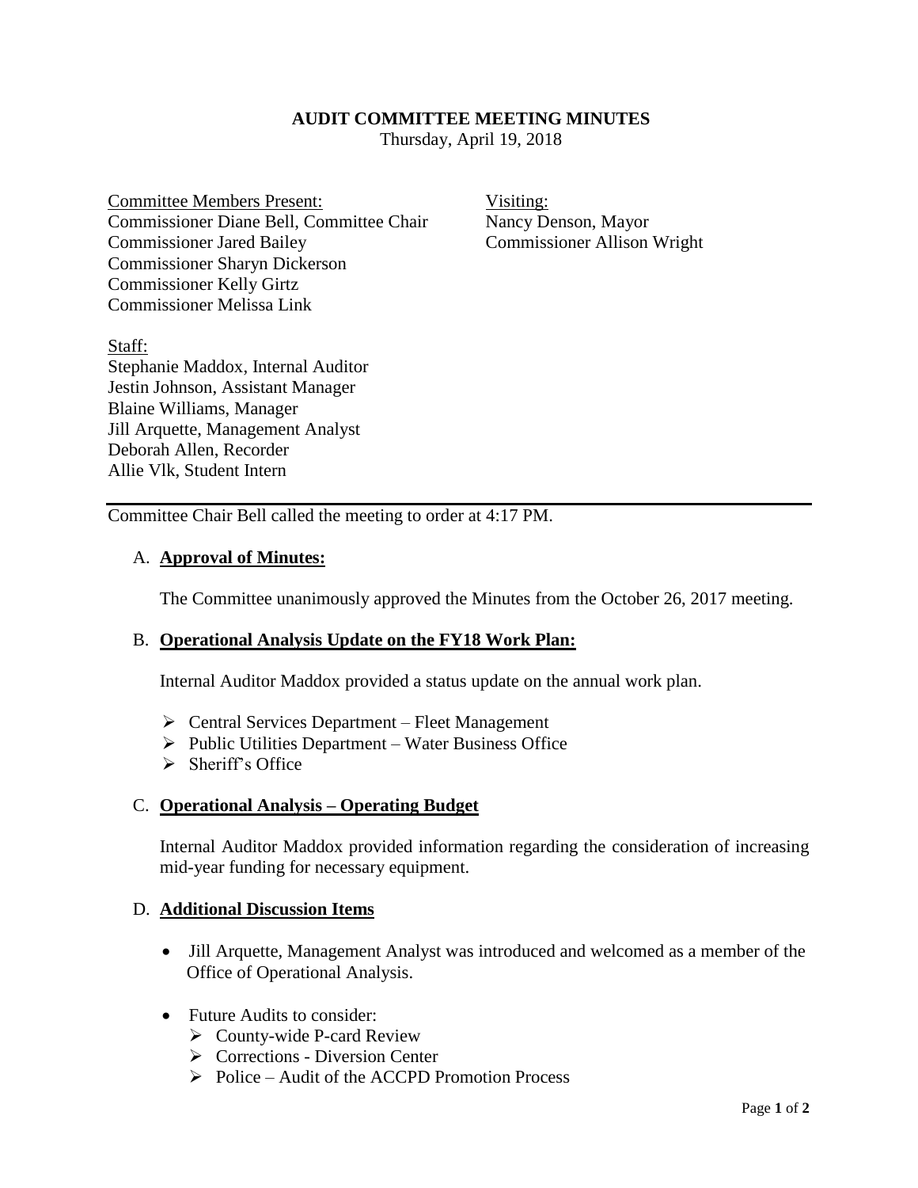# AUDIT COMMITTEE MEETING MINUTES

Thursday, April 19, 2018

Committee Members Present:
Commissioner Diane Bell, Committee Chair
Commissioner Jared Bailey
Commissioner Sharyn Dickerson
Commissioner Kelly Girtz
Commissioner Melissa Link

Visiting:
Nancy Denson, Mayor
Commissioner Allison Wright

Staff:
Stephanie Maddox, Internal Auditor
Jestin Johnson, Assistant Manager
Blaine Williams, Manager
Jill Arquette, Management Analyst
Deborah Allen, Recorder
Allie Vlk, Student Intern

---

Committee Chair Bell called the meeting to order at 4:17 PM.

A. **Approval of Minutes:**

The Committee unanimously approved the Minutes from the October 26, 2017 meeting.

B. **Operational Analysis Update on the FY18 Work Plan:**

Internal Auditor Maddox provided a status update on the annual work plan.

- Central Services Department – Fleet Management
- Public Utilities Department – Water Business Office
- Sheriff's Office

C. **Operational Analysis – Operating Budget**

Internal Auditor Maddox provided information regarding the consideration of increasing mid-year funding for necessary equipment.

D. **Additional Discussion Items**

- Jill Arquette, Management Analyst was introduced and welcomed as a member of the Office of Operational Analysis.

- Future Audits to consider:
  - County-wide P-card Review
  - Corrections - Diversion Center
  - Police – Audit of the ACCPD Promotion Process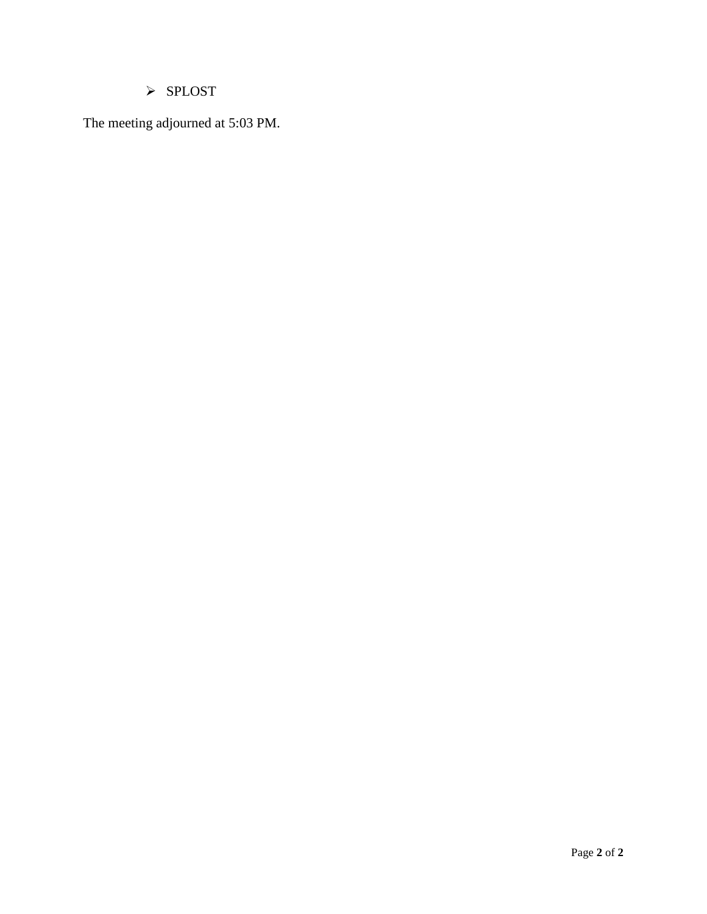- SPLOST

The meeting adjourned at 5:03 PM.